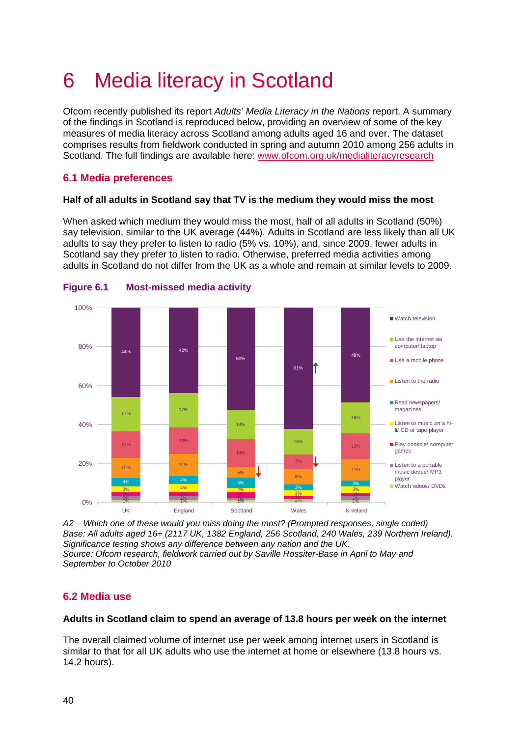# 6 Media literacy in Scotland

Ofcom recently published its report *Adults' Media Literacy in the Nations* report. A summary of the findings in Scotland is reproduced below, providing an overview of some of the key measures of media literacy across Scotland among adults aged 16 and over. The dataset comprises results from fieldwork conducted in spring and autumn 2010 among 256 adults in Scotland. The full findings are available here: www.ofcom.org.uk/medialiteracyresearch

## 6.1 Media preferences

### Half of all adults in Scotland say that TV is the medium they would miss the most

When asked which medium they would miss the most, half of all adults in Scotland (50%) say television, similar to the UK average (44%). Adults in Scotland are less likely than all UK adults to say they prefer to listen to radio (5% vs. 10%), and, since 2009, fewer adults in Scotland say they prefer to listen to radio. Otherwise, preferred media activities among adults in Scotland do not differ from the UK as a whole and remain at similar levels to 2009.

**Figure 6.1 Most-missed media activity**

| | UK | England | Scotland | Wales | N Ireland |
|---|---|---|---|---|---|
| Watch television | 44% | 42% | 50% | 61% ↑ | 48% |
| Use the internet via computer/ laptop | 17% | 17% | 14% | 13% | 16% |
| Use a mobile phone | 13% | 13% | 14% | 7% ↓ | 13% |
| Listen to the radio | 10% | 11% | 5% ↓ | 8% | 11% |
| Read newspapers/ magazines | 4% | 4% | 5% | 3% | 3% |
| Listen to music on a hi-fi/ CD or tape player | 3% | 4% | 2% | 3% | 3% |
| Play console/ computer games | 2% | 2% | 3% | 1% | 2% |
| Listen to a portable music device/ MP3 player | 2% | 2% | 1% | 1% | 2% |
| Watch videos/ DVDs | 1% | 1% | 1% | 2% | 1% |

*A2 – Which one of these would you miss doing the most? (Prompted responses, single coded)*
*Base: All adults aged 16+ (2117 UK, 1382 England, 256 Scotland, 240 Wales, 239 Northern Ireland).*
*Significance testing shows any difference between any nation and the UK.*
*Source: Ofcom research, fieldwork carried out by Saville Rossiter-Base in April to May and September to October 2010*

## 6.2 Media use

### Adults in Scotland claim to spend an average of 13.8 hours per week on the internet

The overall claimed volume of internet use per week among internet users in Scotland is similar to that for all UK adults who use the internet at home or elsewhere (13.8 hours vs. 14.2 hours).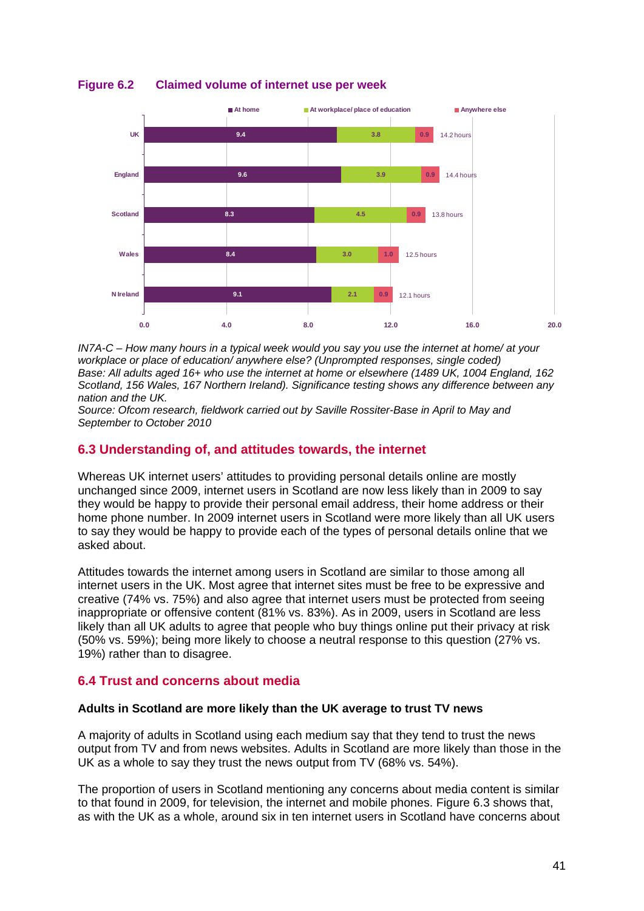**Figure 6.2 Claimed volume of internet use per week**

| | At home | At workplace/ place of education | Anywhere else | Total |
|---|---|---|---|---|
| UK | 9.4 | 3.8 | 0.9 | 14.2 hours |
| England | 9.6 | 3.9 | 0.9 | 14.4 hours |
| Scotland | 8.3 | 4.5 | 0.9 | 13.8 hours |
| Wales | 8.4 | 3.0 | 1.0 | 12.5 hours |
| N Ireland | 9.1 | 2.1 | 0.9 | 12.1 hours |

*IN7A-C – How many hours in a typical week would you say you use the internet at home/ at your workplace or place of education/ anywhere else? (Unprompted responses, single coded)*
*Base: All adults aged 16+ who use the internet at home or elsewhere (1489 UK, 1004 England, 162 Scotland, 156 Wales, 167 Northern Ireland). Significance testing shows any difference between any nation and the UK.*
*Source: Ofcom research, fieldwork carried out by Saville Rossiter-Base in April to May and September to October 2010*

## 6.3 Understanding of, and attitudes towards, the internet

Whereas UK internet users' attitudes to providing personal details online are mostly unchanged since 2009, internet users in Scotland are now less likely than in 2009 to say they would be happy to provide their personal email address, their home address or their home phone number. In 2009 internet users in Scotland were more likely than all UK users to say they would be happy to provide each of the types of personal details online that we asked about.

Attitudes towards the internet among users in Scotland are similar to those among all internet users in the UK. Most agree that internet sites must be free to be expressive and creative (74% vs. 75%) and also agree that internet users must be protected from seeing inappropriate or offensive content (81% vs. 83%). As in 2009, users in Scotland are less likely than all UK adults to agree that people who buy things online put their privacy at risk (50% vs. 59%); being more likely to choose a neutral response to this question (27% vs. 19%) rather than to disagree.

## 6.4 Trust and concerns about media

**Adults in Scotland are more likely than the UK average to trust TV news**

A majority of adults in Scotland using each medium say that they tend to trust the news output from TV and from news websites. Adults in Scotland are more likely than those in the UK as a whole to say they trust the news output from TV (68% vs. 54%).

The proportion of users in Scotland mentioning any concerns about media content is similar to that found in 2009, for television, the internet and mobile phones. Figure 6.3 shows that, as with the UK as a whole, around six in ten internet users in Scotland have concerns about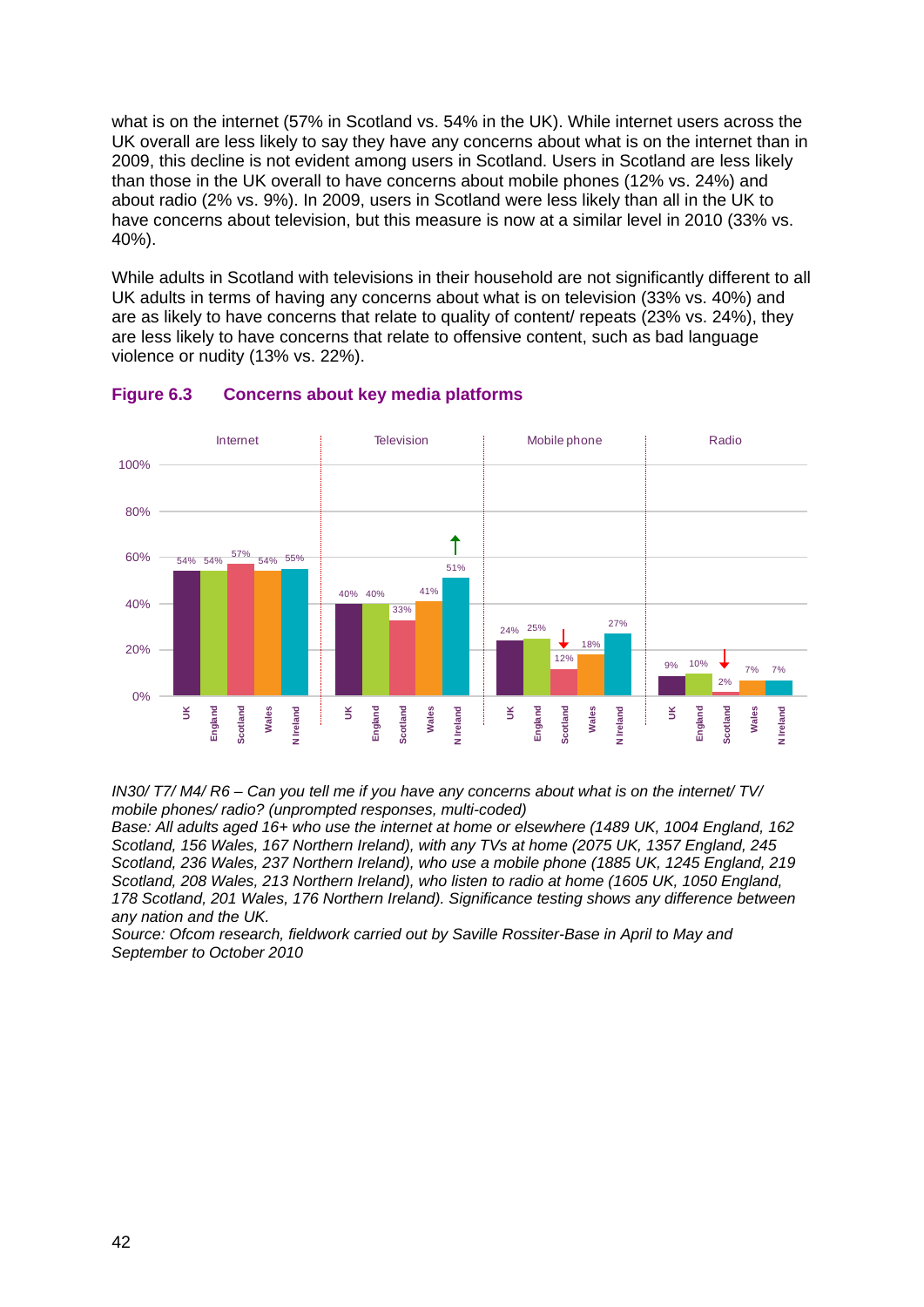what is on the internet (57% in Scotland vs. 54% in the UK). While internet users across the UK overall are less likely to say they have any concerns about what is on the internet than in 2009, this decline is not evident among users in Scotland. Users in Scotland are less likely than those in the UK overall to have concerns about mobile phones (12% vs. 24%) and about radio (2% vs. 9%). In 2009, users in Scotland were less likely than all in the UK to have concerns about television, but this measure is now at a similar level in 2010 (33% vs. 40%).

While adults in Scotland with televisions in their household are not significantly different to all UK adults in terms of having any concerns about what is on television (33% vs. 40%) and are as likely to have concerns that relate to quality of content/ repeats (23% vs. 24%), they are less likely to have concerns that relate to offensive content, such as bad language violence or nudity (13% vs. 22%).

### Figure 6.3 Concerns about key media platforms

Internet
Television
Mobile phone
Radio

100%
80%
60%
40%
20%
0%

54% 54% 57% 54% 55%
40% 40% 33% 41% 51%
24% 25% 12% 18% 27%
9% 10% 2% 7% 7%

UK England Scotland Wales N Ireland

*IN30/ T7/ M4/ R6 – Can you tell me if you have any concerns about what is on the internet/ TV/ mobile phones/ radio? (unprompted responses, multi-coded)*
*Base: All adults aged 16+ who use the internet at home or elsewhere (1489 UK, 1004 England, 162 Scotland, 156 Wales, 167 Northern Ireland), with any TVs at home (2075 UK, 1357 England, 245 Scotland, 236 Wales, 237 Northern Ireland), who use a mobile phone (1885 UK, 1245 England, 219 Scotland, 208 Wales, 213 Northern Ireland), who listen to radio at home (1605 UK, 1050 England, 178 Scotland, 201 Wales, 176 Northern Ireland). Significance testing shows any difference between any nation and the UK.*
*Source: Ofcom research, fieldwork carried out by Saville Rossiter-Base in April to May and September to October 2010*